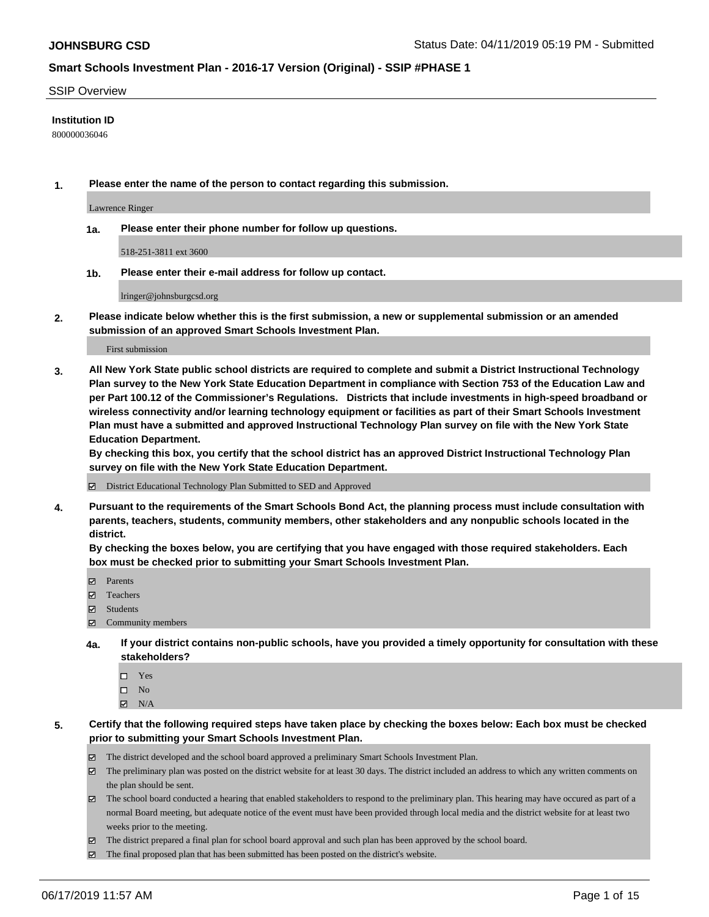# SSIP Overview

**Institution ID**

800000036046

**1. Please enter the name of the person to contact regarding this submission.**

Lawrence Ringer

**1a. Please enter their phone number for follow up questions.**

518-251-3811 ext 3600

**1b. Please enter their e-mail address for follow up contact.**

lringer@johnsburgcsd.org

**2. Please indicate below whether this is the first submission, a new or supplemental submission or an amended submission of an approved Smart Schools Investment Plan.**

First submission

**3. All New York State public school districts are required to complete and submit a District Instructional Technology Plan survey to the New York State Education Department in compliance with Section 753 of the Education Law and per Part 100.12 of the Commissioner's Regulations. Districts that include investments in high-speed broadband or wireless connectivity and/or learning technology equipment or facilities as part of their Smart Schools Investment Plan must have a submitted and approved Instructional Technology Plan survey on file with the New York State Education Department.**
**By checking this box, you certify that the school district has an approved District Instructional Technology Plan survey on file with the New York State Education Department.**

☑ District Educational Technology Plan Submitted to SED and Approved

**4. Pursuant to the requirements of the Smart Schools Bond Act, the planning process must include consultation with parents, teachers, students, community members, other stakeholders and any nonpublic schools located in the district.**
**By checking the boxes below, you are certifying that you have engaged with those required stakeholders. Each box must be checked prior to submitting your Smart Schools Investment Plan.**

☑ Parents
☑ Teachers
☑ Students
☑ Community members

**4a. If your district contains non-public schools, have you provided a timely opportunity for consultation with these stakeholders?**

☐ Yes
☐ No
☑ N/A

**5. Certify that the following required steps have taken place by checking the boxes below: Each box must be checked prior to submitting your Smart Schools Investment Plan.**

☑ The district developed and the school board approved a preliminary Smart Schools Investment Plan.
☑ The preliminary plan was posted on the district website for at least 30 days. The district included an address to which any written comments on the plan should be sent.
☑ The school board conducted a hearing that enabled stakeholders to respond to the preliminary plan. This hearing may have occured as part of a normal Board meeting, but adequate notice of the event must have been provided through local media and the district website for at least two weeks prior to the meeting.
☑ The district prepared a final plan for school board approval and such plan has been approved by the school board.
☑ The final proposed plan that has been submitted has been posted on the district's website.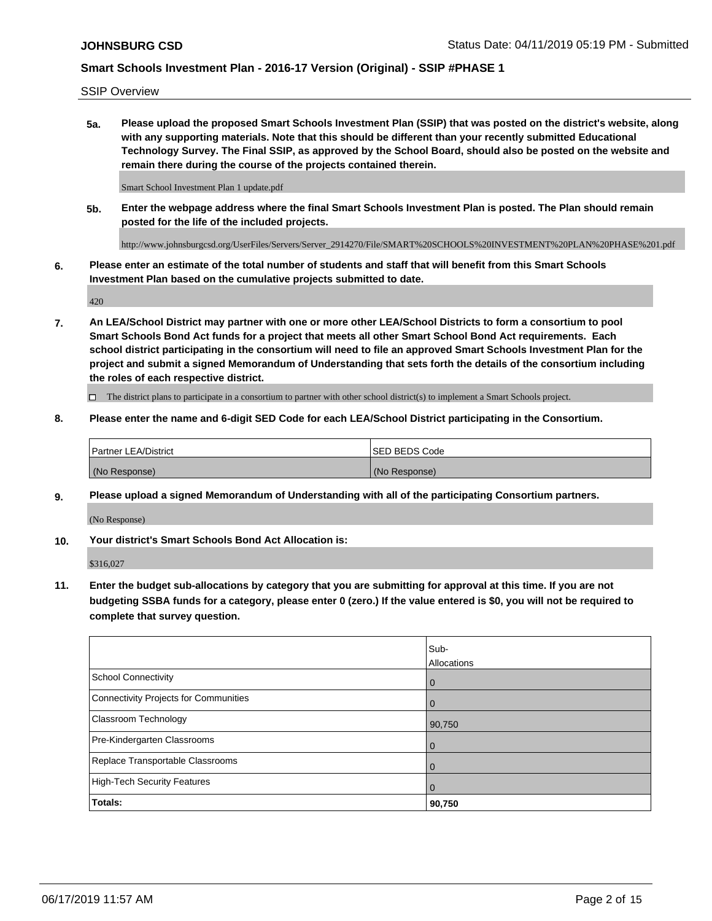SSIP Overview

**5a. Please upload the proposed Smart Schools Investment Plan (SSIP) that was posted on the district's website, along with any supporting materials. Note that this should be different than your recently submitted Educational Technology Survey. The Final SSIP, as approved by the School Board, should also be posted on the website and remain there during the course of the projects contained therein.**

Smart School Investment Plan 1 update.pdf

**5b. Enter the webpage address where the final Smart Schools Investment Plan is posted. The Plan should remain posted for the life of the included projects.**

http://www.johnsburgcsd.org/UserFiles/Servers/Server_2914270/File/SMART%20SCHOOLS%20INVESTMENT%20PLAN%20PHASE%201.pdf

**6. Please enter an estimate of the total number of students and staff that will benefit from this Smart Schools Investment Plan based on the cumulative projects submitted to date.**

420

**7. An LEA/School District may partner with one or more other LEA/School Districts to form a consortium to pool Smart Schools Bond Act funds for a project that meets all other Smart School Bond Act requirements. Each school district participating in the consortium will need to file an approved Smart Schools Investment Plan for the project and submit a signed Memorandum of Understanding that sets forth the details of the consortium including the roles of each respective district.**

☐ The district plans to participate in a consortium to partner with other school district(s) to implement a Smart Schools project.

**8. Please enter the name and 6-digit SED Code for each LEA/School District participating in the Consortium.**

| Partner LEA/District | SED BEDS Code |
| --- | --- |
| (No Response) | (No Response) |

**9. Please upload a signed Memorandum of Understanding with all of the participating Consortium partners.**

(No Response)

**10. Your district's Smart Schools Bond Act Allocation is:**

$316,027

**11. Enter the budget sub-allocations by category that you are submitting for approval at this time. If you are not budgeting SSBA funds for a category, please enter 0 (zero.) If the value entered is $0, you will not be required to complete that survey question.**

| | Sub-Allocations |
| --- | --- |
| School Connectivity | 0 |
| Connectivity Projects for Communities | 0 |
| Classroom Technology | 90,750 |
| Pre-Kindergarten Classrooms | 0 |
| Replace Transportable Classrooms | 0 |
| High-Tech Security Features | 0 |
| **Totals:** | **90,750** |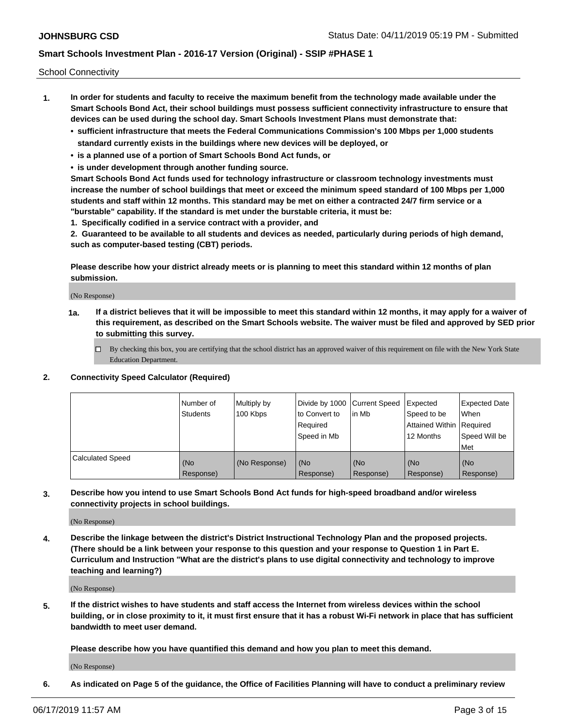School Connectivity

1. **In order for students and faculty to receive the maximum benefit from the technology made available under the Smart Schools Bond Act, their school buildings must possess sufficient connectivity infrastructure to ensure that devices can be used during the school day. Smart Schools Investment Plans must demonstrate that:**
   - **sufficient infrastructure that meets the Federal Communications Commission's 100 Mbps per 1,000 students standard currently exists in the buildings where new devices will be deployed, or**
   - **is a planned use of a portion of Smart Schools Bond Act funds, or**
   - **is under development through another funding source.**

   **Smart Schools Bond Act funds used for technology infrastructure or classroom technology investments must increase the number of school buildings that meet or exceed the minimum speed standard of 100 Mbps per 1,000 students and staff within 12 months. This standard may be met on either a contracted 24/7 firm service or a "burstable" capability. If the standard is met under the burstable criteria, it must be:**

   **1. Specifically codified in a service contract with a provider, and**

   **2. Guaranteed to be available to all students and devices as needed, particularly during periods of high demand, such as computer-based testing (CBT) periods.**

   **Please describe how your district already meets or is planning to meet this standard within 12 months of plan submission.**

   (No Response)

   **1a. If a district believes that it will be impossible to meet this standard within 12 months, it may apply for a waiver of this requirement, as described on the Smart Schools website. The waiver must be filed and approved by SED prior to submitting this survey.**

   ☐ By checking this box, you are certifying that the school district has an approved waiver of this requirement on file with the New York State Education Department.

2. **Connectivity Speed Calculator (Required)**

| | Number of Students | Multiply by 100 Kbps | Divide by 1000 to Convert to Required Speed in Mb | Current Speed in Mb | Expected Speed to be Attained Within 12 Months | Expected Date When Required Speed Will be Met |
|---|---|---|---|---|---|---|
| Calculated Speed | (No Response) | (No Response) | (No Response) | (No Response) | (No Response) | (No Response) |

3. **Describe how you intend to use Smart Schools Bond Act funds for high-speed broadband and/or wireless connectivity projects in school buildings.**

   (No Response)

4. **Describe the linkage between the district's District Instructional Technology Plan and the proposed projects. (There should be a link between your response to this question and your response to Question 1 in Part E. Curriculum and Instruction "What are the district's plans to use digital connectivity and technology to improve teaching and learning?)**

   (No Response)

5. **If the district wishes to have students and staff access the Internet from wireless devices within the school building, or in close proximity to it, it must first ensure that it has a robust Wi-Fi network in place that has sufficient bandwidth to meet user demand.**

   **Please describe how you have quantified this demand and how you plan to meet this demand.**

   (No Response)

6. **As indicated on Page 5 of the guidance, the Office of Facilities Planning will have to conduct a preliminary review**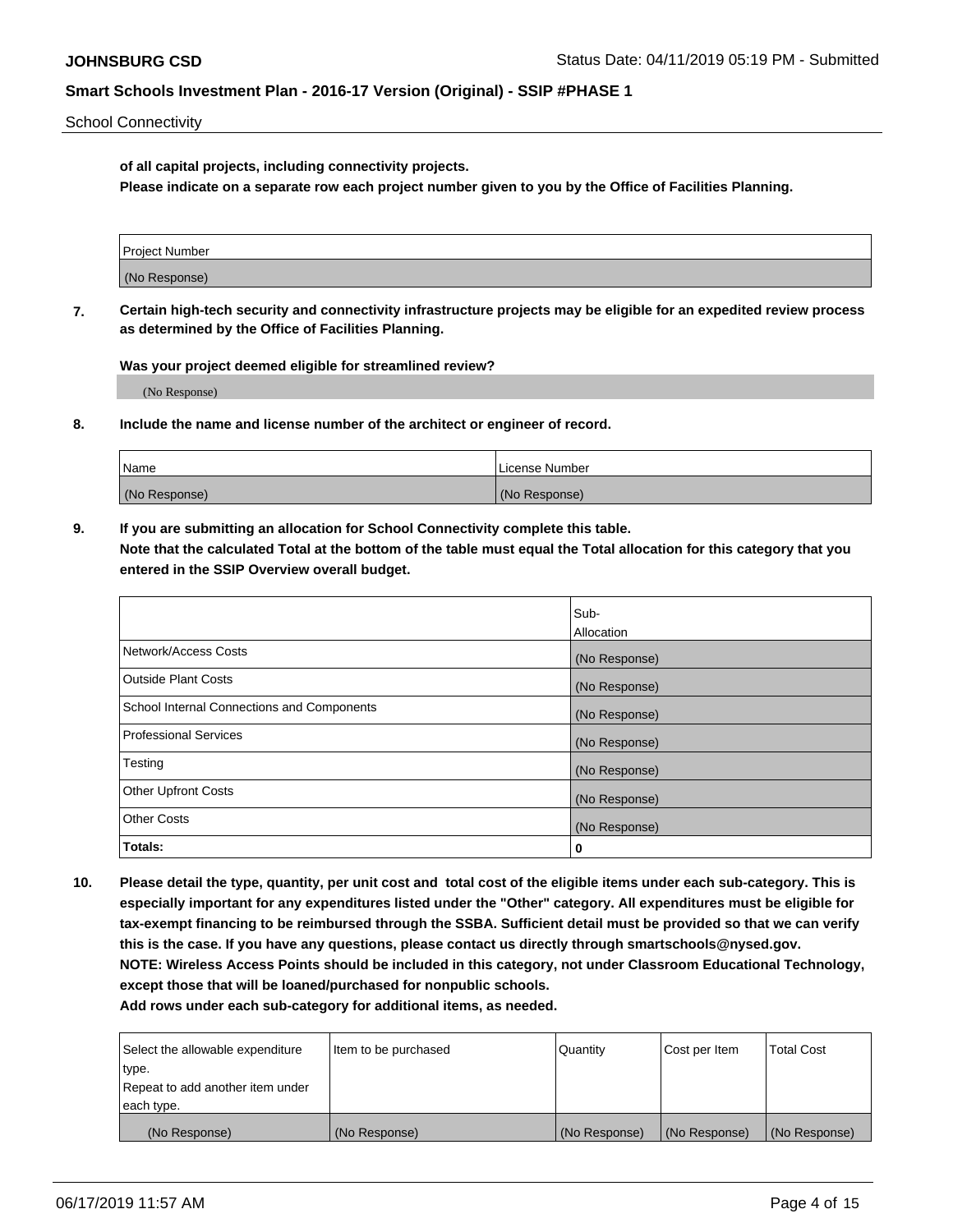School Connectivity

**of all capital projects, including connectivity projects.**
**Please indicate on a separate row each project number given to you by the Office of Facilities Planning.**

| Project Number |
|---|
| (No Response) |

**7. Certain high-tech security and connectivity infrastructure projects may be eligible for an expedited review process as determined by the Office of Facilities Planning.**

**Was your project deemed eligible for streamlined review?**

(No Response)

**8. Include the name and license number of the architect or engineer of record.**

| Name | License Number |
|---|---|
| (No Response) | (No Response) |

**9. If you are submitting an allocation for School Connectivity complete this table.**
**Note that the calculated Total at the bottom of the table must equal the Total allocation for this category that you entered in the SSIP Overview overall budget.**

| | Sub-Allocation |
|---|---|
| Network/Access Costs | (No Response) |
| Outside Plant Costs | (No Response) |
| School Internal Connections and Components | (No Response) |
| Professional Services | (No Response) |
| Testing | (No Response) |
| Other Upfront Costs | (No Response) |
| Other Costs | (No Response) |
| **Totals:** | **0** |

**10. Please detail the type, quantity, per unit cost and total cost of the eligible items under each sub-category. This is especially important for any expenditures listed under the "Other" category. All expenditures must be eligible for tax-exempt financing to be reimbursed through the SSBA. Sufficient detail must be provided so that we can verify this is the case. If you have any questions, please contact us directly through smartschools@nysed.gov.**
**NOTE: Wireless Access Points should be included in this category, not under Classroom Educational Technology, except those that will be loaned/purchased for nonpublic schools.**
**Add rows under each sub-category for additional items, as needed.**

| Select the allowable expenditure type. Repeat to add another item under each type. | Item to be purchased | Quantity | Cost per Item | Total Cost |
|---|---|---|---|---|
| (No Response) | (No Response) | (No Response) | (No Response) | (No Response) |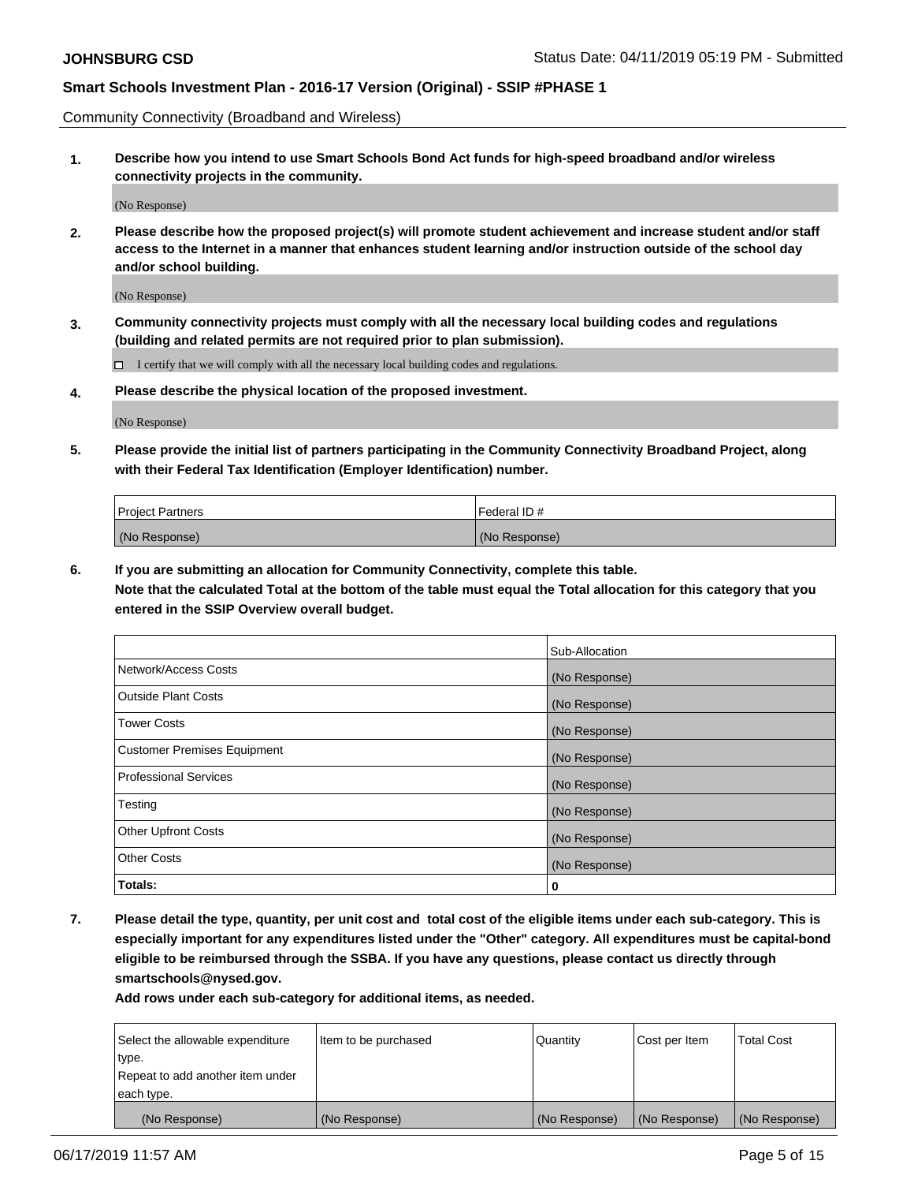Community Connectivity (Broadband and Wireless)

**1. Describe how you intend to use Smart Schools Bond Act funds for high-speed broadband and/or wireless connectivity projects in the community.**

(No Response)

**2. Please describe how the proposed project(s) will promote student achievement and increase student and/or staff access to the Internet in a manner that enhances student learning and/or instruction outside of the school day and/or school building.**

(No Response)

**3. Community connectivity projects must comply with all the necessary local building codes and regulations (building and related permits are not required prior to plan submission).**

☐ I certify that we will comply with all the necessary local building codes and regulations.

**4. Please describe the physical location of the proposed investment.**

(No Response)

**5. Please provide the initial list of partners participating in the Community Connectivity Broadband Project, along with their Federal Tax Identification (Employer Identification) number.**

| Project Partners | Federal ID # |
| --- | --- |
| (No Response) | (No Response) |

**6. If you are submitting an allocation for Community Connectivity, complete this table. Note that the calculated Total at the bottom of the table must equal the Total allocation for this category that you entered in the SSIP Overview overall budget.**

| | Sub-Allocation |
| --- | --- |
| Network/Access Costs | (No Response) |
| Outside Plant Costs | (No Response) |
| Tower Costs | (No Response) |
| Customer Premises Equipment | (No Response) |
| Professional Services | (No Response) |
| Testing | (No Response) |
| Other Upfront Costs | (No Response) |
| Other Costs | (No Response) |
| **Totals:** | 0 |

**7. Please detail the type, quantity, per unit cost and total cost of the eligible items under each sub-category. This is especially important for any expenditures listed under the "Other" category. All expenditures must be capital-bond eligible to be reimbursed through the SSBA. If you have any questions, please contact us directly through smartschools@nysed.gov.**

**Add rows under each sub-category for additional items, as needed.**

| Select the allowable expenditure type. Repeat to add another item under each type. | Item to be purchased | Quantity | Cost per Item | Total Cost |
| --- | --- | --- | --- | --- |
| (No Response) | (No Response) | (No Response) | (No Response) | (No Response) |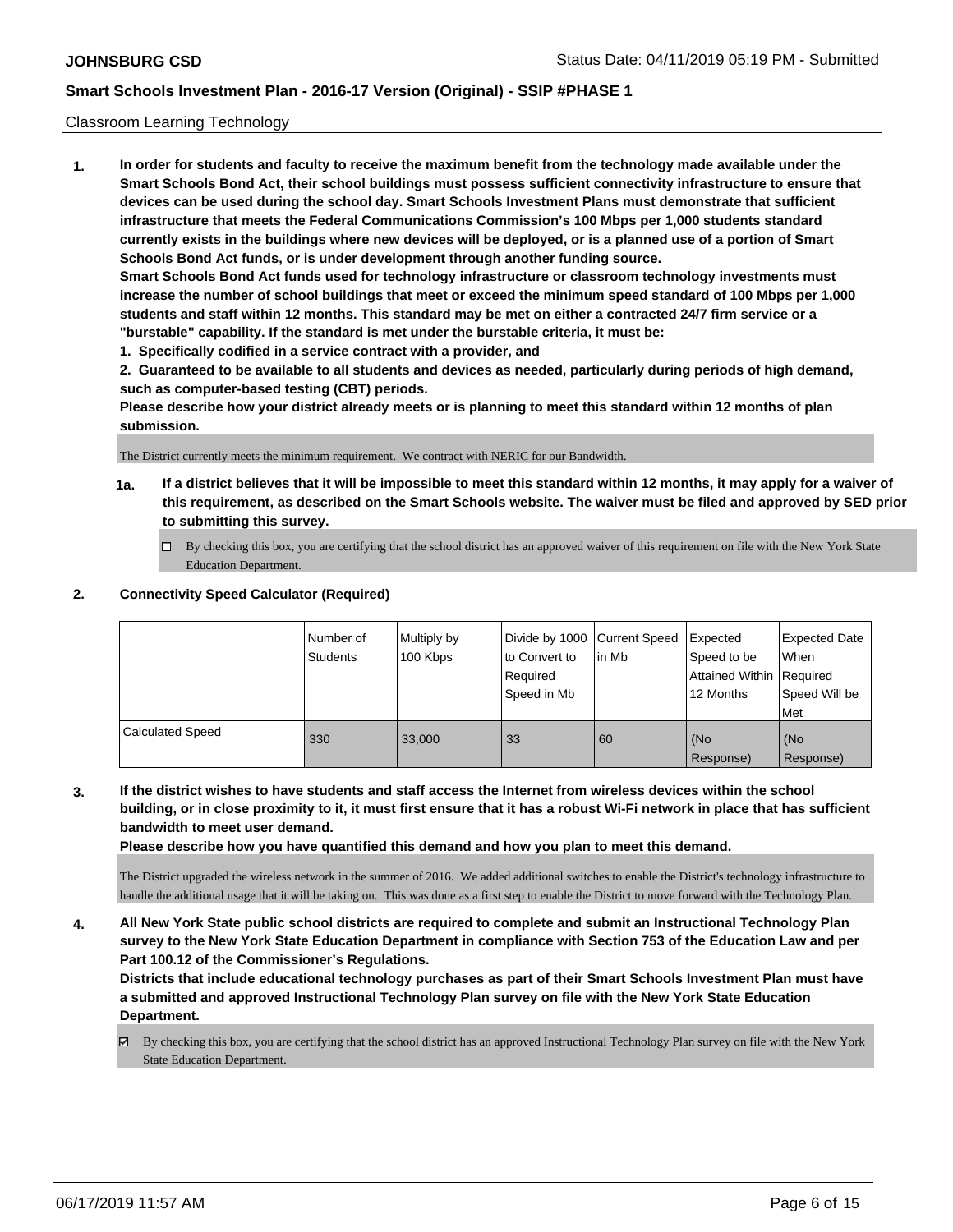Classroom Learning Technology

**1. In order for students and faculty to receive the maximum benefit from the technology made available under the Smart Schools Bond Act, their school buildings must possess sufficient connectivity infrastructure to ensure that devices can be used during the school day. Smart Schools Investment Plans must demonstrate that sufficient infrastructure that meets the Federal Communications Commission's 100 Mbps per 1,000 students standard currently exists in the buildings where new devices will be deployed, or is a planned use of a portion of Smart Schools Bond Act funds, or is under development through another funding source.**

**Smart Schools Bond Act funds used for technology infrastructure or classroom technology investments must increase the number of school buildings that meet or exceed the minimum speed standard of 100 Mbps per 1,000 students and staff within 12 months. This standard may be met on either a contracted 24/7 firm service or a "burstable" capability. If the standard is met under the burstable criteria, it must be:**

**1. Specifically codified in a service contract with a provider, and**

**2. Guaranteed to be available to all students and devices as needed, particularly during periods of high demand, such as computer-based testing (CBT) periods.**

**Please describe how your district already meets or is planning to meet this standard within 12 months of plan submission.**

The District currently meets the minimum requirement. We contract with NERIC for our Bandwidth.

**1a. If a district believes that it will be impossible to meet this standard within 12 months, it may apply for a waiver of this requirement, as described on the Smart Schools website. The waiver must be filed and approved by SED prior to submitting this survey.**

☐ By checking this box, you are certifying that the school district has an approved waiver of this requirement on file with the New York State Education Department.

**2. Connectivity Speed Calculator (Required)**

| | Number of Students | Multiply by 100 Kbps | Divide by 1000 to Convert to Required Speed in Mb | Current Speed in Mb | Expected Speed to be Attained Within 12 Months | Expected Date When Required Speed Will be Met |
|---|---|---|---|---|---|---|
| Calculated Speed | 330 | 33,000 | 33 | 60 | (No Response) | (No Response) |

**3. If the district wishes to have students and staff access the Internet from wireless devices within the school building, or in close proximity to it, it must first ensure that it has a robust Wi-Fi network in place that has sufficient bandwidth to meet user demand.**

**Please describe how you have quantified this demand and how you plan to meet this demand.**

The District upgraded the wireless network in the summer of 2016. We added additional switches to enable the District's technology infrastructure to handle the additional usage that it will be taking on. This was done as a first step to enable the District to move forward with the Technology Plan.

**4. All New York State public school districts are required to complete and submit an Instructional Technology Plan survey to the New York State Education Department in compliance with Section 753 of the Education Law and per Part 100.12 of the Commissioner's Regulations.**

**Districts that include educational technology purchases as part of their Smart Schools Investment Plan must have a submitted and approved Instructional Technology Plan survey on file with the New York State Education Department.**

☑ By checking this box, you are certifying that the school district has an approved Instructional Technology Plan survey on file with the New York State Education Department.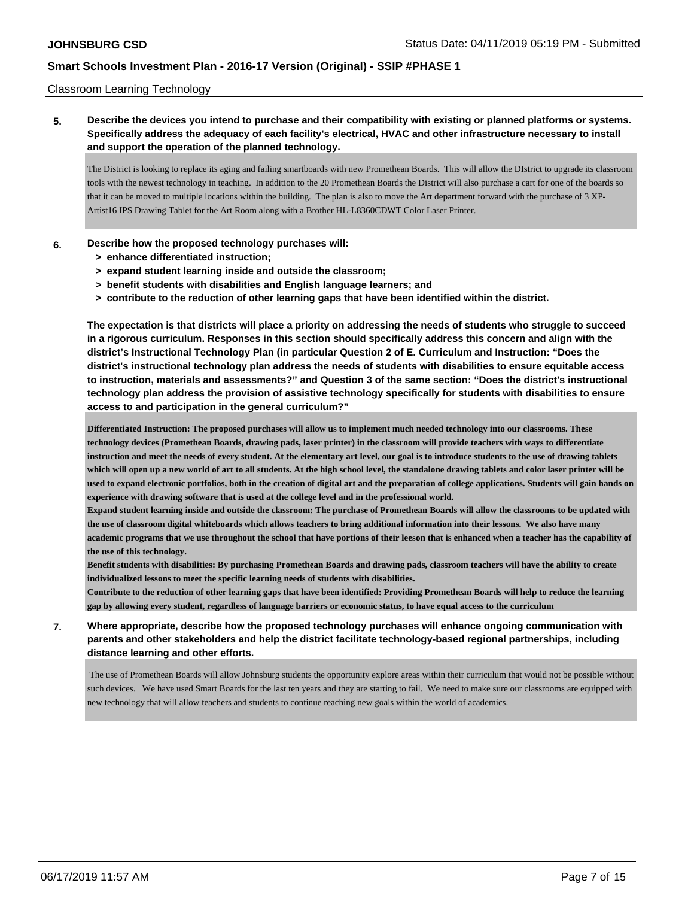Classroom Learning Technology

**5. Describe the devices you intend to purchase and their compatibility with existing or planned platforms or systems. Specifically address the adequacy of each facility's electrical, HVAC and other infrastructure necessary to install and support the operation of the planned technology.**

The District is looking to replace its aging and failing smartboards with new Promethean Boards. This will allow the DIstrict to upgrade its classroom tools with the newest technology in teaching. In addition to the 20 Promethean Boards the District will also purchase a cart for one of the boards so that it can be moved to multiple locations within the building. The plan is also to move the Art department forward with the purchase of 3 XP-Artist16 IPS Drawing Tablet for the Art Room along with a Brother HL-L8360CDWT Color Laser Printer.

**6. Describe how the proposed technology purchases will:**
- **> enhance differentiated instruction;**
- **> expand student learning inside and outside the classroom;**
- **> benefit students with disabilities and English language learners; and**
- **> contribute to the reduction of other learning gaps that have been identified within the district.**

**The expectation is that districts will place a priority on addressing the needs of students who struggle to succeed in a rigorous curriculum. Responses in this section should specifically address this concern and align with the district's Instructional Technology Plan (in particular Question 2 of E. Curriculum and Instruction: "Does the district's instructional technology plan address the needs of students with disabilities to ensure equitable access to instruction, materials and assessments?" and Question 3 of the same section: "Does the district's instructional technology plan address the provision of assistive technology specifically for students with disabilities to ensure access to and participation in the general curriculum?"**

**Differentiated Instruction: The proposed purchases will allow us to implement much needed technology into our classrooms. These technology devices (Promethean Boards, drawing pads, laser printer) in the classroom will provide teachers with ways to differentiate instruction and meet the needs of every student. At the elementary art level, our goal is to introduce students to the use of drawing tablets which will open up a new world of art to all students. At the high school level, the standalone drawing tablets and color laser printer will be used to expand electronic portfolios, both in the creation of digital art and the preparation of college applications. Students will gain hands on experience with drawing software that is used at the college level and in the professional world.**
**Expand student learning inside and outside the classroom: The purchase of Promethean Boards will allow the classrooms to be updated with the use of classroom digital whiteboards which allows teachers to bring additional information into their lessons. We also have many academic programs that we use throughout the school that have portions of their leeson that is enhanced when a teacher has the capability of the use of this technology.**
**Benefit students with disabilities: By purchasing Promethean Boards and drawing pads, classroom teachers will have the ability to create individualized lessons to meet the specific learning needs of students with disabilities.**
**Contribute to the reduction of other learning gaps that have been identified: Providing Promethean Boards will help to reduce the learning gap by allowing every student, regardless of language barriers or economic status, to have equal access to the curriculum**

**7. Where appropriate, describe how the proposed technology purchases will enhance ongoing communication with parents and other stakeholders and help the district facilitate technology-based regional partnerships, including distance learning and other efforts.**

The use of Promethean Boards will allow Johnsburg students the opportunity explore areas within their curriculum that would not be possible without such devices. We have used Smart Boards for the last ten years and they are starting to fail. We need to make sure our classrooms are equipped with new technology that will allow teachers and students to continue reaching new goals within the world of academics.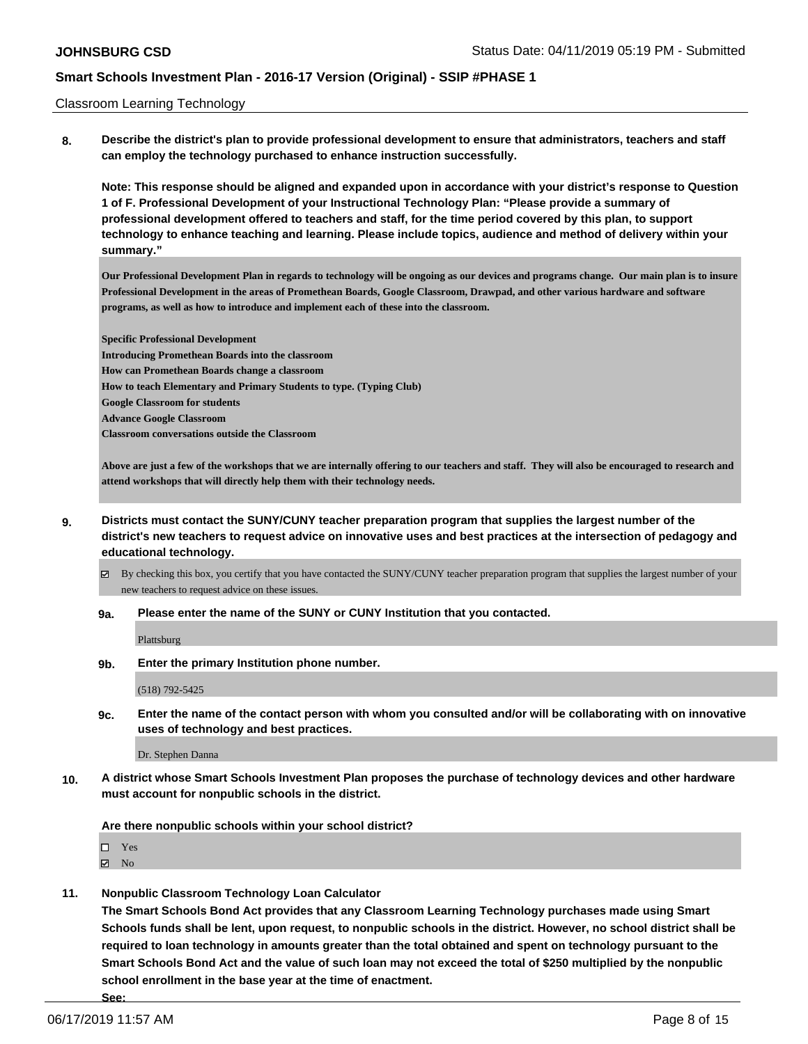Classroom Learning Technology

**8. Describe the district's plan to provide professional development to ensure that administrators, teachers and staff can employ the technology purchased to enhance instruction successfully.**

**Note: This response should be aligned and expanded upon in accordance with your district's response to Question 1 of F. Professional Development of your Instructional Technology Plan: "Please provide a summary of professional development offered to teachers and staff, for the time period covered by this plan, to support technology to enhance teaching and learning. Please include topics, audience and method of delivery within your summary."**

**Our Professional Development Plan in regards to technology will be ongoing as our devices and programs change. Our main plan is to insure Professional Development in the areas of Promethean Boards, Google Classroom, Drawpad, and other various hardware and software programs, as well as how to introduce and implement each of these into the classroom.**

**Specific Professional Development**
**Introducing Promethean Boards into the classroom**
**How can Promethean Boards change a classroom**
**How to teach Elementary and Primary Students to type. (Typing Club)**
**Google Classroom for students**
**Advance Google Classroom**
**Classroom conversations outside the Classroom**

**Above are just a few of the workshops that we are internally offering to our teachers and staff. They will also be encouraged to research and attend workshops that will directly help them with their technology needs.**

**9. Districts must contact the SUNY/CUNY teacher preparation program that supplies the largest number of the district's new teachers to request advice on innovative uses and best practices at the intersection of pedagogy and educational technology.**

☑ By checking this box, you certify that you have contacted the SUNY/CUNY teacher preparation program that supplies the largest number of your new teachers to request advice on these issues.

**9a. Please enter the name of the SUNY or CUNY Institution that you contacted.**

Plattsburg

**9b. Enter the primary Institution phone number.**

(518) 792-5425

**9c. Enter the name of the contact person with whom you consulted and/or will be collaborating with on innovative uses of technology and best practices.**

Dr. Stephen Danna

**10. A district whose Smart Schools Investment Plan proposes the purchase of technology devices and other hardware must account for nonpublic schools in the district.**

**Are there nonpublic schools within your school district?**

☐ Yes
☑ No

**11. Nonpublic Classroom Technology Loan Calculator**

**The Smart Schools Bond Act provides that any Classroom Learning Technology purchases made using Smart Schools funds shall be lent, upon request, to nonpublic schools in the district. However, no school district shall be required to loan technology in amounts greater than the total obtained and spent on technology pursuant to the Smart Schools Bond Act and the value of such loan may not exceed the total of $250 multiplied by the nonpublic school enrollment in the base year at the time of enactment.**

**See:**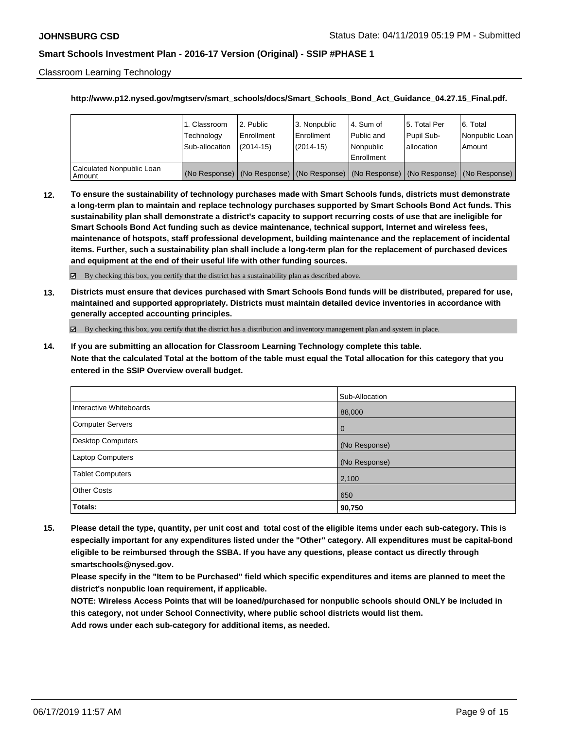Classroom Learning Technology

**http://www.p12.nysed.gov/mgtserv/smart_schools/docs/Smart_Schools_Bond_Act_Guidance_04.27.15_Final.pdf.**

| | 1. Classroom Technology Sub-allocation | 2. Public Enrollment (2014-15) | 3. Nonpublic Enrollment (2014-15) | 4. Sum of Public and Nonpublic Enrollment | 5. Total Per Pupil Sub-allocation | 6. Total Nonpublic Loan Amount |
|---|---|---|---|---|---|---|
| Calculated Nonpublic Loan Amount | (No Response) | (No Response) | (No Response) | (No Response) | (No Response) | (No Response) |

**12. To ensure the sustainability of technology purchases made with Smart Schools funds, districts must demonstrate a long-term plan to maintain and replace technology purchases supported by Smart Schools Bond Act funds. This sustainability plan shall demonstrate a district's capacity to support recurring costs of use that are ineligible for Smart Schools Bond Act funding such as device maintenance, technical support, Internet and wireless fees, maintenance of hotspots, staff professional development, building maintenance and the replacement of incidental items. Further, such a sustainability plan shall include a long-term plan for the replacement of purchased devices and equipment at the end of their useful life with other funding sources.**

☑ By checking this box, you certify that the district has a sustainability plan as described above.

**13. Districts must ensure that devices purchased with Smart Schools Bond funds will be distributed, prepared for use, maintained and supported appropriately. Districts must maintain detailed device inventories in accordance with generally accepted accounting principles.**

☑ By checking this box, you certify that the district has a distribution and inventory management plan and system in place.

**14. If you are submitting an allocation for Classroom Learning Technology complete this table. Note that the calculated Total at the bottom of the table must equal the Total allocation for this category that you entered in the SSIP Overview overall budget.**

| | Sub-Allocation |
|---|---|
| Interactive Whiteboards | 88,000 |
| Computer Servers | 0 |
| Desktop Computers | (No Response) |
| Laptop Computers | (No Response) |
| Tablet Computers | 2,100 |
| Other Costs | 650 |
| **Totals:** | **90,750** |

**15. Please detail the type, quantity, per unit cost and total cost of the eligible items under each sub-category. This is especially important for any expenditures listed under the "Other" category. All expenditures must be capital-bond eligible to be reimbursed through the SSBA. If you have any questions, please contact us directly through smartschools@nysed.gov.**

**Please specify in the "Item to be Purchased" field which specific expenditures and items are planned to meet the district's nonpublic loan requirement, if applicable.**

**NOTE: Wireless Access Points that will be loaned/purchased for nonpublic schools should ONLY be included in this category, not under School Connectivity, where public school districts would list them.**

**Add rows under each sub-category for additional items, as needed.**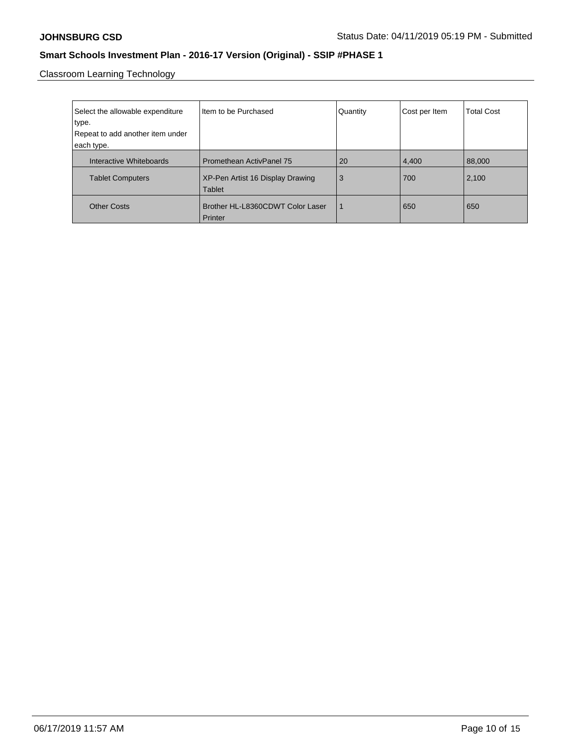Classroom Learning Technology

| Select the allowable expenditure type.<br>Repeat to add another item under each type. | Item to be Purchased | Quantity | Cost per Item | Total Cost |
|---|---|---|---|---|
| Interactive Whiteboards | Promethean ActivPanel 75 | 20 | 4,400 | 88,000 |
| Tablet Computers | XP-Pen Artist 16 Display Drawing Tablet | 3 | 700 | 2,100 |
| Other Costs | Brother HL-L8360CDWT Color Laser Printer | 1 | 650 | 650 |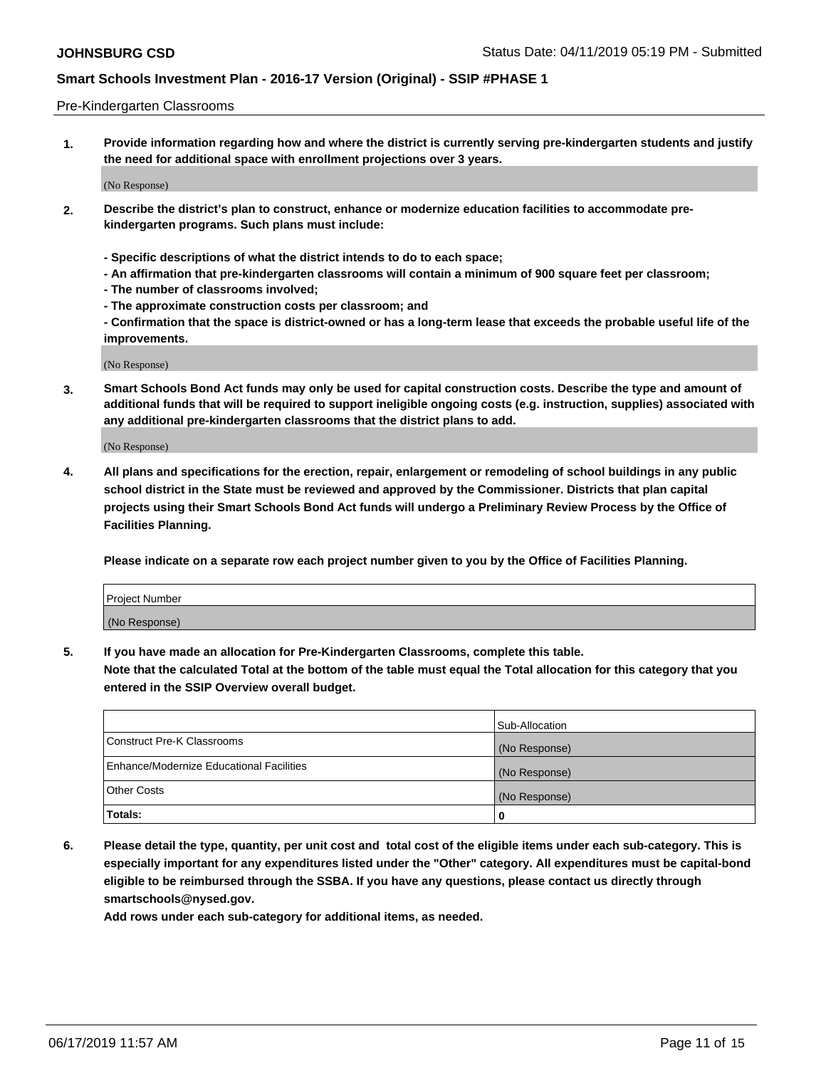Pre-Kindergarten Classrooms

**1. Provide information regarding how and where the district is currently serving pre-kindergarten students and justify the need for additional space with enrollment projections over 3 years.**

(No Response)

**2. Describe the district's plan to construct, enhance or modernize education facilities to accommodate pre-kindergarten programs. Such plans must include:**

**- Specific descriptions of what the district intends to do to each space;**
**- An affirmation that pre-kindergarten classrooms will contain a minimum of 900 square feet per classroom;**
**- The number of classrooms involved;**
**- The approximate construction costs per classroom; and**
**- Confirmation that the space is district-owned or has a long-term lease that exceeds the probable useful life of the improvements.**

(No Response)

**3. Smart Schools Bond Act funds may only be used for capital construction costs. Describe the type and amount of additional funds that will be required to support ineligible ongoing costs (e.g. instruction, supplies) associated with any additional pre-kindergarten classrooms that the district plans to add.**

(No Response)

**4. All plans and specifications for the erection, repair, enlargement or remodeling of school buildings in any public school district in the State must be reviewed and approved by the Commissioner. Districts that plan capital projects using their Smart Schools Bond Act funds will undergo a Preliminary Review Process by the Office of Facilities Planning.**

**Please indicate on a separate row each project number given to you by the Office of Facilities Planning.**

| Project Number |
| --- |
| (No Response) |

**5. If you have made an allocation for Pre-Kindergarten Classrooms, complete this table.**
**Note that the calculated Total at the bottom of the table must equal the Total allocation for this category that you entered in the SSIP Overview overall budget.**

| | Sub-Allocation |
| --- | --- |
| Construct Pre-K Classrooms | (No Response) |
| Enhance/Modernize Educational Facilities | (No Response) |
| Other Costs | (No Response) |
| **Totals:** | **0** |

**6. Please detail the type, quantity, per unit cost and total cost of the eligible items under each sub-category. This is especially important for any expenditures listed under the "Other" category. All expenditures must be capital-bond eligible to be reimbursed through the SSBA. If you have any questions, please contact us directly through smartschools@nysed.gov.**
**Add rows under each sub-category for additional items, as needed.**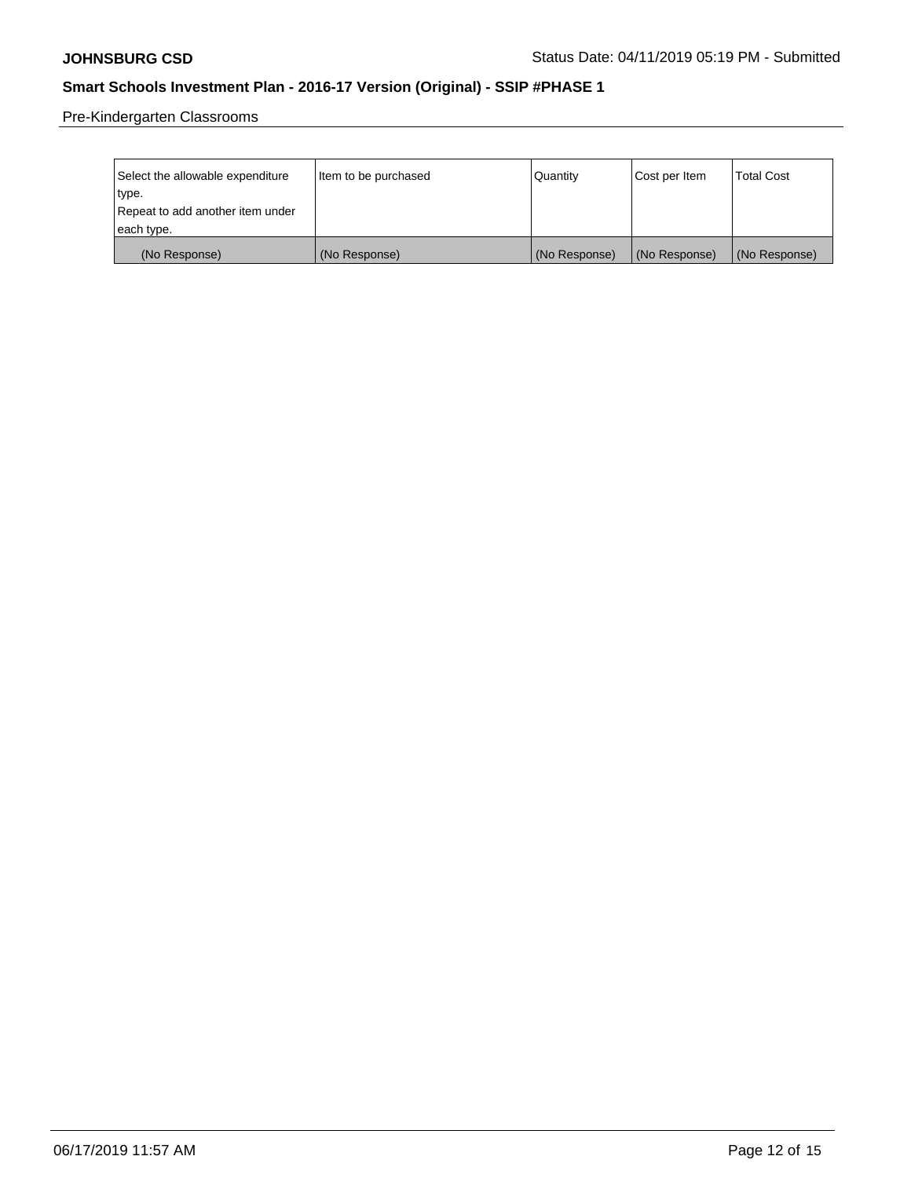Pre-Kindergarten Classrooms

| Select the allowable expenditure type. Repeat to add another item under each type. | Item to be purchased | Quantity | Cost per Item | Total Cost |
|---|---|---|---|---|
| (No Response) | (No Response) | (No Response) | (No Response) | (No Response) |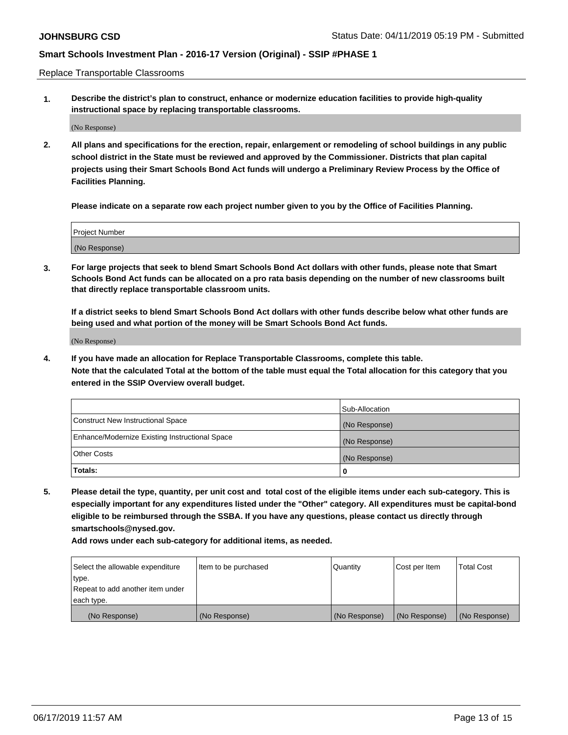Replace Transportable Classrooms

**1. Describe the district's plan to construct, enhance or modernize education facilities to provide high-quality instructional space by replacing transportable classrooms.**

(No Response)

**2. All plans and specifications for the erection, repair, enlargement or remodeling of school buildings in any public school district in the State must be reviewed and approved by the Commissioner. Districts that plan capital projects using their Smart Schools Bond Act funds will undergo a Preliminary Review Process by the Office of Facilities Planning.**

**Please indicate on a separate row each project number given to you by the Office of Facilities Planning.**

| Project Number |
|---|
| (No Response) |

**3. For large projects that seek to blend Smart Schools Bond Act dollars with other funds, please note that Smart Schools Bond Act funds can be allocated on a pro rata basis depending on the number of new classrooms built that directly replace transportable classroom units.**

**If a district seeks to blend Smart Schools Bond Act dollars with other funds describe below what other funds are being used and what portion of the money will be Smart Schools Bond Act funds.**

(No Response)

**4. If you have made an allocation for Replace Transportable Classrooms, complete this table. Note that the calculated Total at the bottom of the table must equal the Total allocation for this category that you entered in the SSIP Overview overall budget.**

| | Sub-Allocation |
|---|---|
| Construct New Instructional Space | (No Response) |
| Enhance/Modernize Existing Instructional Space | (No Response) |
| Other Costs | (No Response) |
| **Totals:** | **0** |

**5. Please detail the type, quantity, per unit cost and total cost of the eligible items under each sub-category. This is especially important for any expenditures listed under the "Other" category. All expenditures must be capital-bond eligible to be reimbursed through the SSBA. If you have any questions, please contact us directly through smartschools@nysed.gov.**

**Add rows under each sub-category for additional items, as needed.**

| Select the allowable expenditure type. Repeat to add another item under each type. | Item to be purchased | Quantity | Cost per Item | Total Cost |
|---|---|---|---|---|
| (No Response) | (No Response) | (No Response) | (No Response) | (No Response) |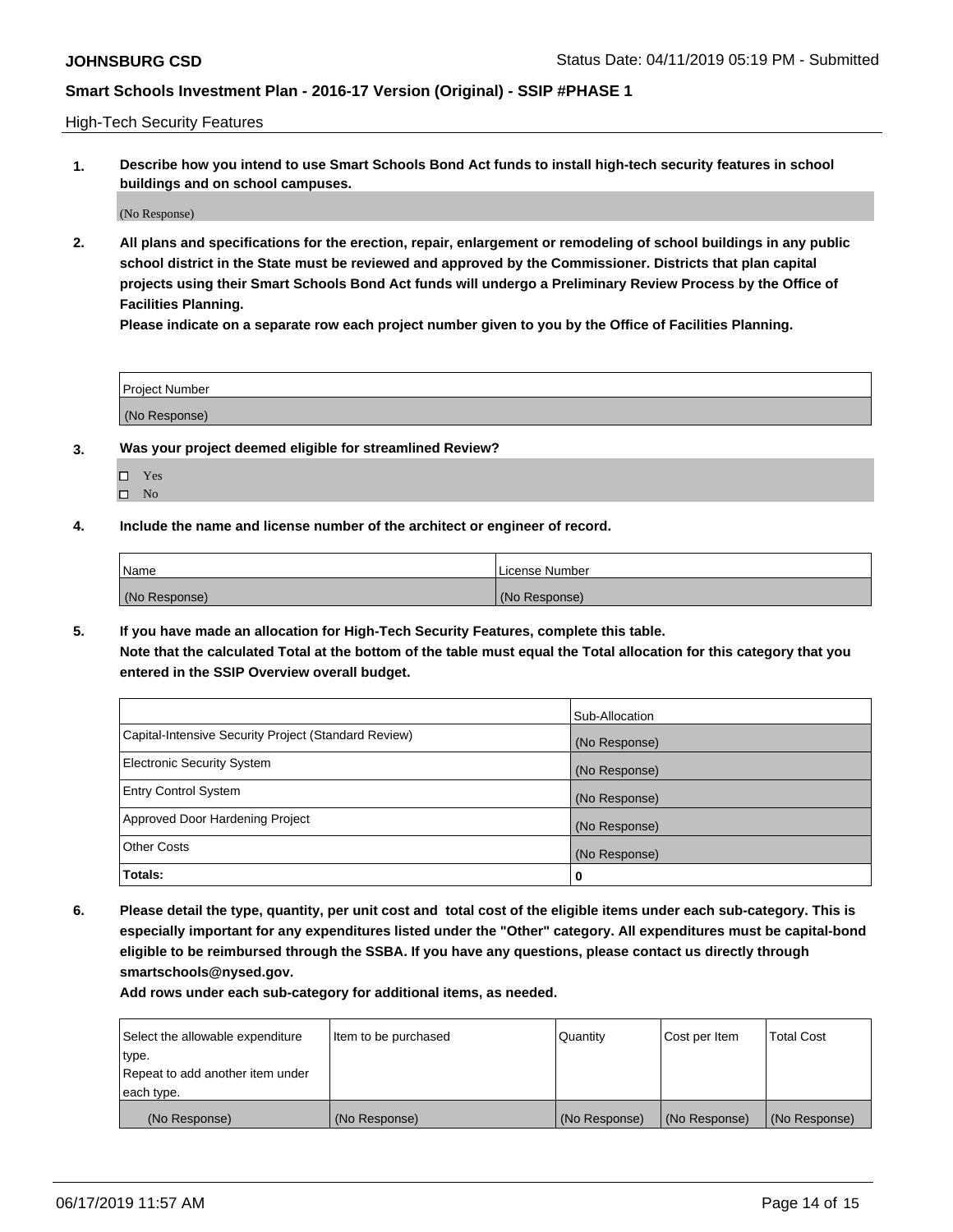High-Tech Security Features

**1. Describe how you intend to use Smart Schools Bond Act funds to install high-tech security features in school buildings and on school campuses.**

(No Response)

**2. All plans and specifications for the erection, repair, enlargement or remodeling of school buildings in any public school district in the State must be reviewed and approved by the Commissioner. Districts that plan capital projects using their Smart Schools Bond Act funds will undergo a Preliminary Review Process by the Office of Facilities Planning.**

**Please indicate on a separate row each project number given to you by the Office of Facilities Planning.**

| Project Number |
| --- |
| (No Response) |

**3. Was your project deemed eligible for streamlined Review?**

- ☐ Yes
- ☐ No

**4. Include the name and license number of the architect or engineer of record.**

| Name | License Number |
| --- | --- |
| (No Response) | (No Response) |

**5. If you have made an allocation for High-Tech Security Features, complete this table.**
**Note that the calculated Total at the bottom of the table must equal the Total allocation for this category that you entered in the SSIP Overview overall budget.**

| | Sub-Allocation |
| --- | --- |
| Capital-Intensive Security Project (Standard Review) | (No Response) |
| Electronic Security System | (No Response) |
| Entry Control System | (No Response) |
| Approved Door Hardening Project | (No Response) |
| Other Costs | (No Response) |
| **Totals:** | **0** |

**6. Please detail the type, quantity, per unit cost and total cost of the eligible items under each sub-category. This is especially important for any expenditures listed under the "Other" category. All expenditures must be capital-bond eligible to be reimbursed through the SSBA. If you have any questions, please contact us directly through smartschools@nysed.gov.**

**Add rows under each sub-category for additional items, as needed.**

| Select the allowable expenditure type. Repeat to add another item under each type. | Item to be purchased | Quantity | Cost per Item | Total Cost |
| --- | --- | --- | --- | --- |
| (No Response) | (No Response) | (No Response) | (No Response) | (No Response) |